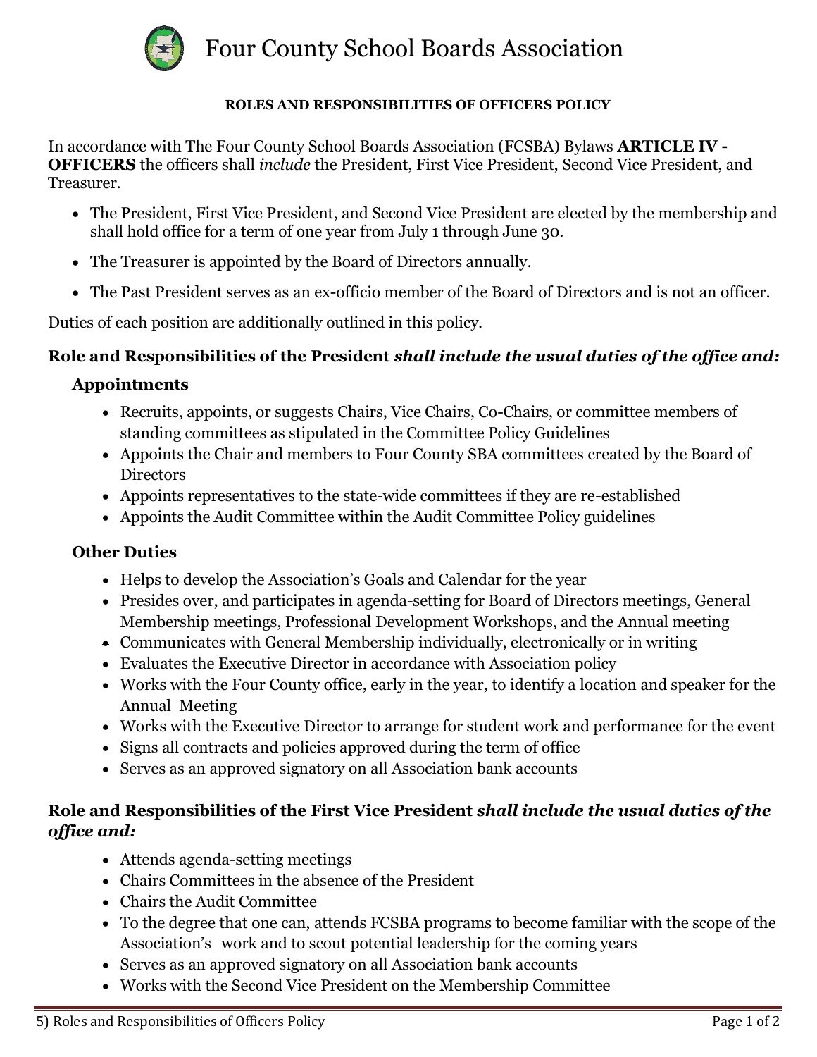# Four County School Boards Association

**ROLES AND RESPONSIBILITIES OF OFFICERS POLICY**

In accordance with The Four County School Boards Association (FCSBA) Bylaws **ARTICLE IV - OFFICERS** the officers shall *include* the President, First Vice President, Second Vice President, and Treasurer.

- The President, First Vice President, and Second Vice President are elected by the membership and shall hold office for a term of one year from July 1 through June 30.
- The Treasurer is appointed by the Board of Directors annually.
- The Past President serves as an ex-officio member of the Board of Directors and is not an officer.

Duties of each position are additionally outlined in this policy.

## Role and Responsibilities of the President *shall include the usual duties of the office and:*

### Appointments

- Recruits, appoints, or suggests Chairs, Vice Chairs, Co-Chairs, or committee members of standing committees as stipulated in the Committee Policy Guidelines
- Appoints the Chair and members to Four County SBA committees created by the Board of Directors
- Appoints representatives to the state-wide committees if they are re-established
- Appoints the Audit Committee within the Audit Committee Policy guidelines

### Other Duties

- Helps to develop the Association's Goals and Calendar for the year
- Presides over, and participates in agenda-setting for Board of Directors meetings, General Membership meetings, Professional Development Workshops, and the Annual meeting
- Communicates with General Membership individually, electronically or in writing
- Evaluates the Executive Director in accordance with Association policy
- Works with the Four County office, early in the year, to identify a location and speaker for the Annual Meeting
- Works with the Executive Director to arrange for student work and performance for the event
- Signs all contracts and policies approved during the term of office
- Serves as an approved signatory on all Association bank accounts

## Role and Responsibilities of the First Vice President *shall include the usual duties of the office and:*

- Attends agenda-setting meetings
- Chairs Committees in the absence of the President
- Chairs the Audit Committee
- To the degree that one can, attends FCSBA programs to become familiar with the scope of the Association's work and to scout potential leadership for the coming years
- Serves as an approved signatory on all Association bank accounts
- Works with the Second Vice President on the Membership Committee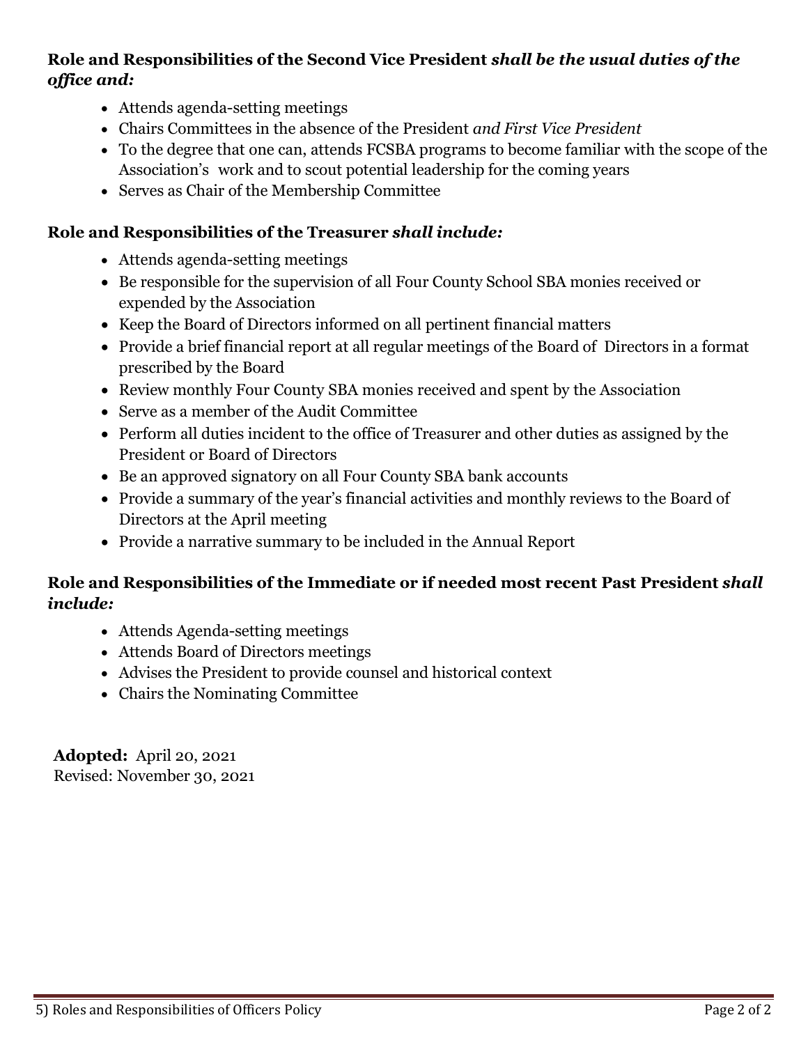**Role and Responsibilities of the Second Vice President *shall be the usual duties of the office and:***

- Attends agenda-setting meetings
- Chairs Committees in the absence of the President *and First Vice President*
- To the degree that one can, attends FCSBA programs to become familiar with the scope of the Association's work and to scout potential leadership for the coming years
- Serves as Chair of the Membership Committee

**Role and Responsibilities of the Treasurer *shall include:***

- Attends agenda-setting meetings
- Be responsible for the supervision of all Four County School SBA monies received or expended by the Association
- Keep the Board of Directors informed on all pertinent financial matters
- Provide a brief financial report at all regular meetings of the Board of Directors in a format prescribed by the Board
- Review monthly Four County SBA monies received and spent by the Association
- Serve as a member of the Audit Committee
- Perform all duties incident to the office of Treasurer and other duties as assigned by the President or Board of Directors
- Be an approved signatory on all Four County SBA bank accounts
- Provide a summary of the year's financial activities and monthly reviews to the Board of Directors at the April meeting
- Provide a narrative summary to be included in the Annual Report

**Role and Responsibilities of the Immediate or if needed most recent Past President *shall include:***

- Attends Agenda-setting meetings
- Attends Board of Directors meetings
- Advises the President to provide counsel and historical context
- Chairs the Nominating Committee

**Adopted:** April 20, 2021
Revised: November 30, 2021